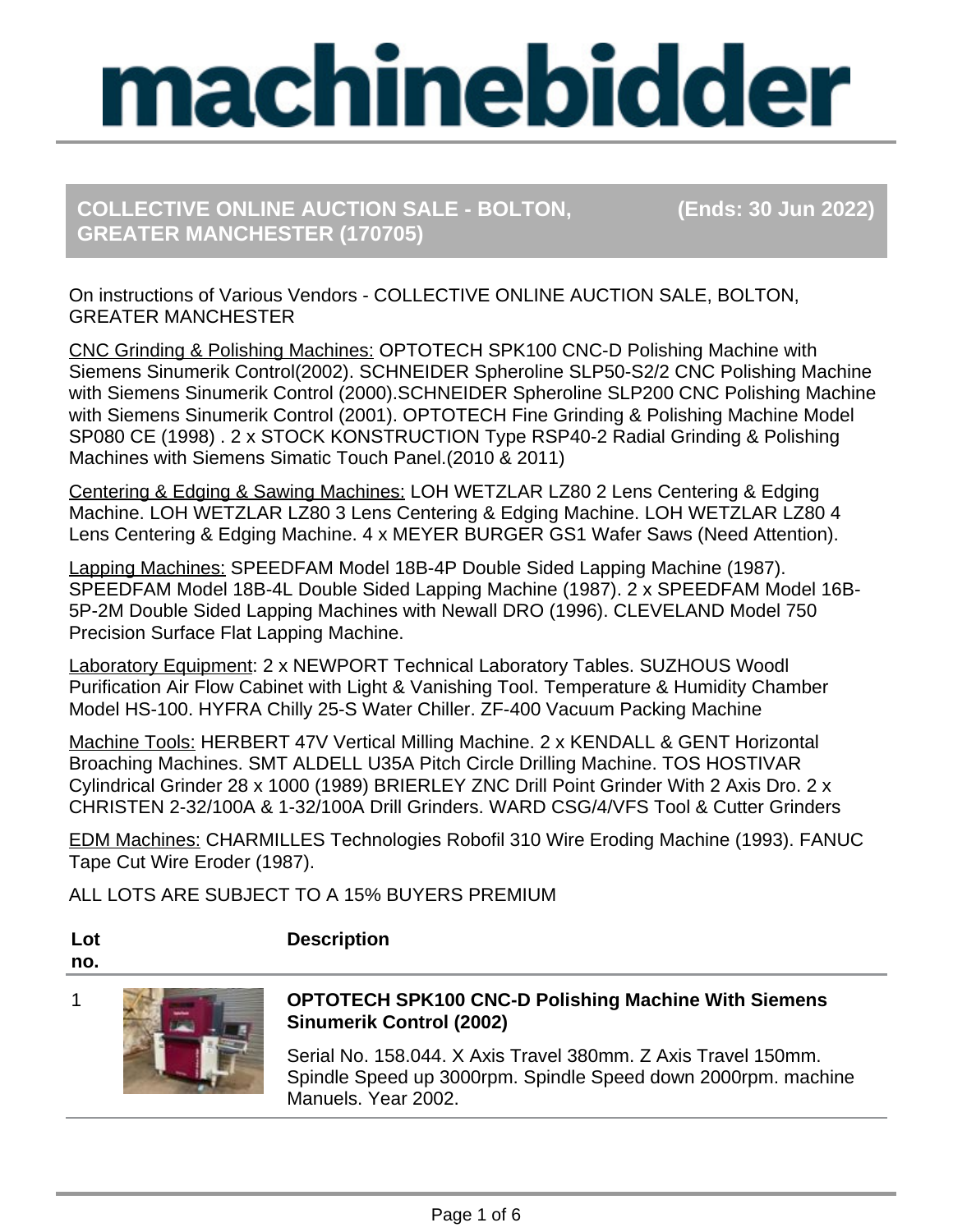# machinebidder

## COLLECTIVE ONLINE AUCTION SALE - BOLTON, GREATER MANCHESTER (170705) (Ends: 30 Jun 2022)

On instructions of Various Vendors - COLLECTIVE ONLINE AUCTION SALE, BOLTON, GREATER MANCHESTER

CNC Grinding & Polishing Machines: OPTOTECH SPK100 CNC-D Polishing Machine with Siemens Sinumerik Control(2002). SCHNEIDER Spheroline SLP50-S2/2 CNC Polishing Machine with Siemens Sinumerik Control (2000).SCHNEIDER Spheroline SLP200 CNC Polishing Machine with Siemens Sinumerik Control (2001). OPTOTECH Fine Grinding & Polishing Machine Model SP080 CE (1998) . 2 x STOCK KONSTRUCTION Type RSP40-2 Radial Grinding & Polishing Machines with Siemens Simatic Touch Panel.(2010 & 2011)

Centering & Edging & Sawing Machines: LOH WETZLAR LZ80 2 Lens Centering & Edging Machine. LOH WETZLAR LZ80 3 Lens Centering & Edging Machine. LOH WETZLAR LZ80 4 Lens Centering & Edging Machine. 4 x MEYER BURGER GS1 Wafer Saws (Need Attention).

Lapping Machines: SPEEDFAM Model 18B-4P Double Sided Lapping Machine (1987). SPEEDFAM Model 18B-4L Double Sided Lapping Machine (1987). 2 x SPEEDFAM Model 16B-5P-2M Double Sided Lapping Machines with Newall DRO (1996). CLEVELAND Model 750 Precision Surface Flat Lapping Machine.

Laboratory Equipment: 2 x NEWPORT Technical Laboratory Tables. SUZHOUS Woodl Purification Air Flow Cabinet with Light & Vanishing Tool. Temperature & Humidity Chamber Model HS-100. HYFRA Chilly 25-S Water Chiller. ZF-400 Vacuum Packing Machine

Machine Tools: HERBERT 47V Vertical Milling Machine. 2 x KENDALL & GENT Horizontal Broaching Machines. SMT ALDELL U35A Pitch Circle Drilling Machine. TOS HOSTIVAR Cylindrical Grinder 28 x 1000 (1989) BRIERLEY ZNC Drill Point Grinder With 2 Axis Dro. 2 x CHRISTEN 2-32/100A & 1-32/100A Drill Grinders. WARD CSG/4/VFS Tool & Cutter Grinders

EDM Machines: CHARMILLES Technologies Robofil 310 Wire Eroding Machine (1993). FANUC Tape Cut Wire Eroder (1987).

ALL LOTS ARE SUBJECT TO A 15% BUYERS PREMIUM

| Lot no. | Description |
| --- | --- |
| 1 | **OPTOTECH SPK100 CNC-D Polishing Machine With Siemens Sinumerik Control (2002)**<br><br>Serial No. 158.044. X Axis Travel 380mm. Z Axis Travel 150mm. Spindle Speed up 3000rpm. Spindle Speed down 2000rpm. machine Manuels. Year 2002. |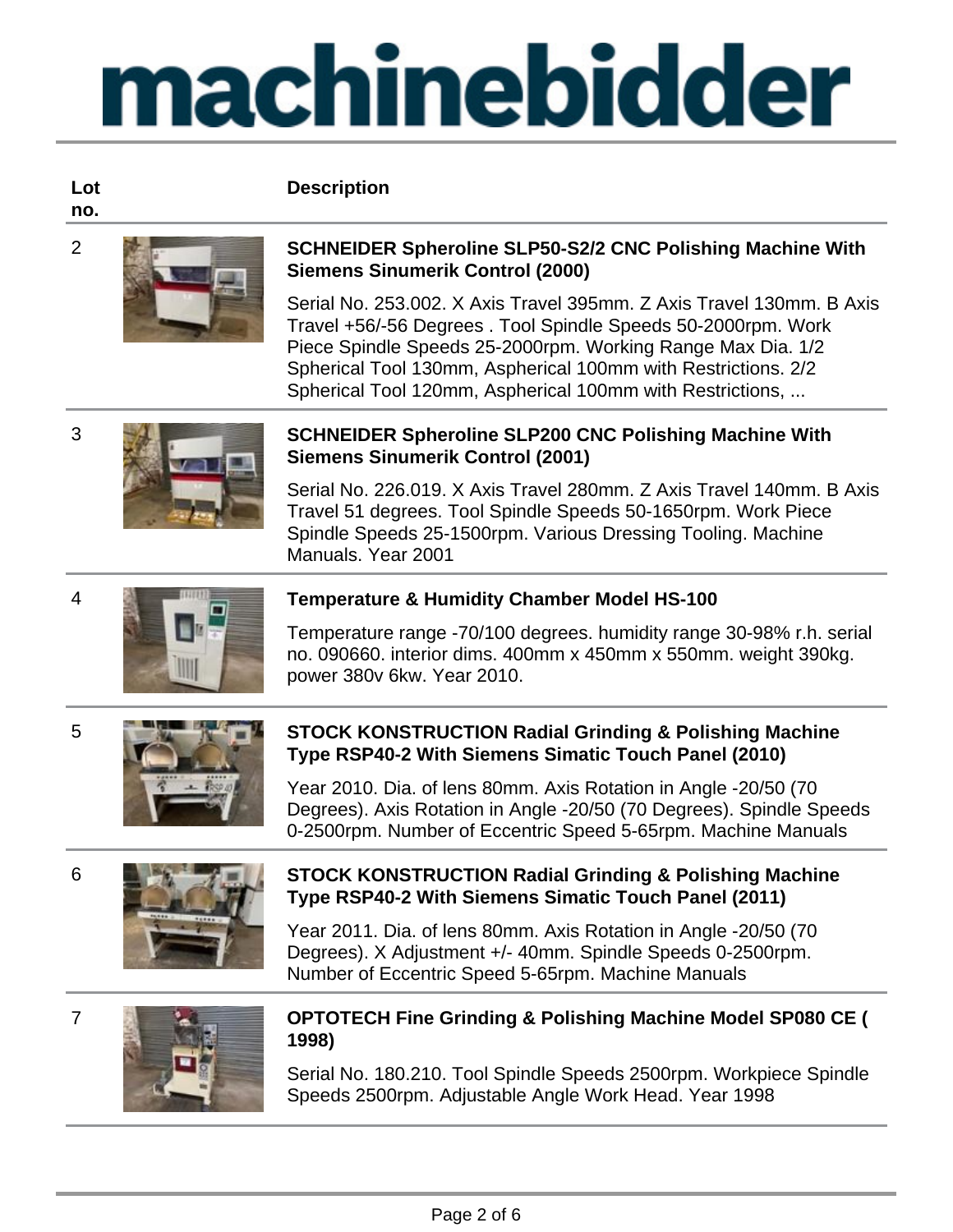| Lot no. | Description |
| --- | --- |
| 2 | **SCHNEIDER Spheroline SLP50-S2/2 CNC Polishing Machine With Siemens Sinumerik Control (2000)**<br><br>Serial No. 253.002. X Axis Travel 395mm. Z Axis Travel 130mm. B Axis Travel +56/-56 Degrees . Tool Spindle Speeds 50-2000rpm. Work Piece Spindle Speeds 25-2000rpm. Working Range Max Dia. 1/2 Spherical Tool 130mm, Aspherical 100mm with Restrictions. 2/2 Spherical Tool 120mm, Aspherical 100mm with Restrictions, ... |
| 3 | **SCHNEIDER Spheroline SLP200 CNC Polishing Machine With Siemens Sinumerik Control (2001)**<br><br>Serial No. 226.019. X Axis Travel 280mm. Z Axis Travel 140mm. B Axis Travel 51 degrees. Tool Spindle Speeds 50-1650rpm. Work Piece Spindle Speeds 25-1500rpm. Various Dressing Tooling. Machine Manuals. Year 2001 |
| 4 | **Temperature & Humidity Chamber Model HS-100**<br><br>Temperature range -70/100 degrees. humidity range 30-98% r.h. serial no. 090660. interior dims. 400mm x 450mm x 550mm. weight 390kg. power 380v 6kw. Year 2010. |
| 5 | **STOCK KONSTRUCTION Radial Grinding & Polishing Machine Type RSP40-2 With Siemens Simatic Touch Panel (2010)**<br><br>Year 2010. Dia. of lens 80mm. Axis Rotation in Angle -20/50 (70 Degrees). Axis Rotation in Angle -20/50 (70 Degrees). Spindle Speeds 0-2500rpm. Number of Eccentric Speed 5-65rpm. Machine Manuals |
| 6 | **STOCK KONSTRUCTION Radial Grinding & Polishing Machine Type RSP40-2 With Siemens Simatic Touch Panel (2011)**<br><br>Year 2011. Dia. of lens 80mm. Axis Rotation in Angle -20/50 (70 Degrees). X Adjustment +/- 40mm. Spindle Speeds 0-2500rpm. Number of Eccentric Speed 5-65rpm. Machine Manuals |
| 7 | **OPTOTECH Fine Grinding & Polishing Machine Model SP080 CE ( 1998)**<br><br>Serial No. 180.210. Tool Spindle Speeds 2500rpm. Workpiece Spindle Speeds 2500rpm. Adjustable Angle Work Head. Year 1998 |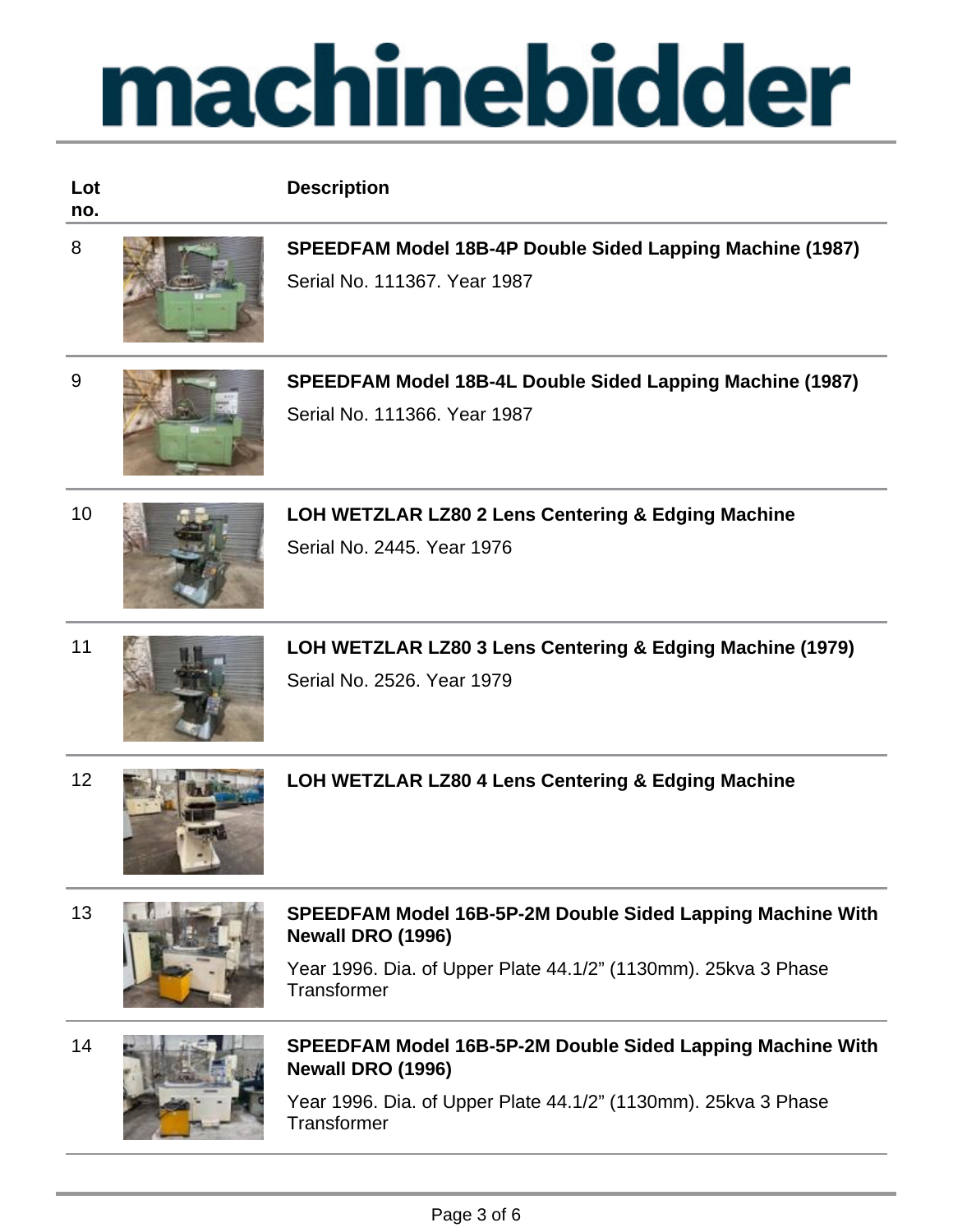| Lot no. | Description |
|---|---|
| 8 | **SPEEDFAM Model 18B-4P Double Sided Lapping Machine (1987)**<br>Serial No. 111367. Year 1987 |
| 9 | **SPEEDFAM Model 18B-4L Double Sided Lapping Machine (1987)**<br>Serial No. 111366. Year 1987 |
| 10 | **LOH WETZLAR LZ80 2 Lens Centering & Edging Machine**<br>Serial No. 2445. Year 1976 |
| 11 | **LOH WETZLAR LZ80 3 Lens Centering & Edging Machine (1979)**<br>Serial No. 2526. Year 1979 |
| 12 | **LOH WETZLAR LZ80 4 Lens Centering & Edging Machine** |
| 13 | **SPEEDFAM Model 16B-5P-2M Double Sided Lapping Machine With Newall DRO (1996)**<br>Year 1996. Dia. of Upper Plate 44.1/2" (1130mm). 25kva 3 Phase Transformer |
| 14 | **SPEEDFAM Model 16B-5P-2M Double Sided Lapping Machine With Newall DRO (1996)**<br>Year 1996. Dia. of Upper Plate 44.1/2" (1130mm). 25kva 3 Phase Transformer |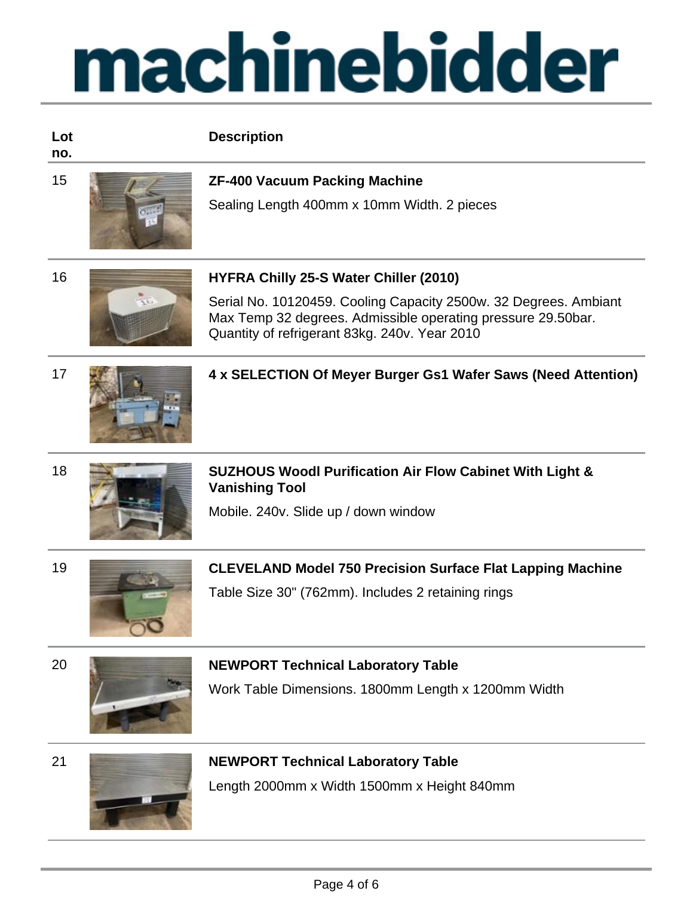# machinebidder

| Lot no. | Description |
|---|---|
| 15 | **ZF-400 Vacuum Packing Machine**<br>Sealing Length 400mm x 10mm Width. 2 pieces |
| 16 | **HYFRA Chilly 25-S Water Chiller (2010)**<br>Serial No. 10120459. Cooling Capacity 2500w. 32 Degrees. Ambiant Max Temp 32 degrees. Admissible operating pressure 29.50bar. Quantity of refrigerant 83kg. 240v. Year 2010 |
| 17 | **4 x SELECTION Of Meyer Burger Gs1 Wafer Saws (Need Attention)** |
| 18 | **SUZHOUS Woodl Purification Air Flow Cabinet With Light & Vanishing Tool**<br>Mobile. 240v. Slide up / down window |
| 19 | **CLEVELAND Model 750 Precision Surface Flat Lapping Machine**<br>Table Size 30" (762mm). Includes 2 retaining rings |
| 20 | **NEWPORT Technical Laboratory Table**<br>Work Table Dimensions. 1800mm Length x 1200mm Width |
| 21 | **NEWPORT Technical Laboratory Table**<br>Length 2000mm x Width 1500mm x Height 840mm |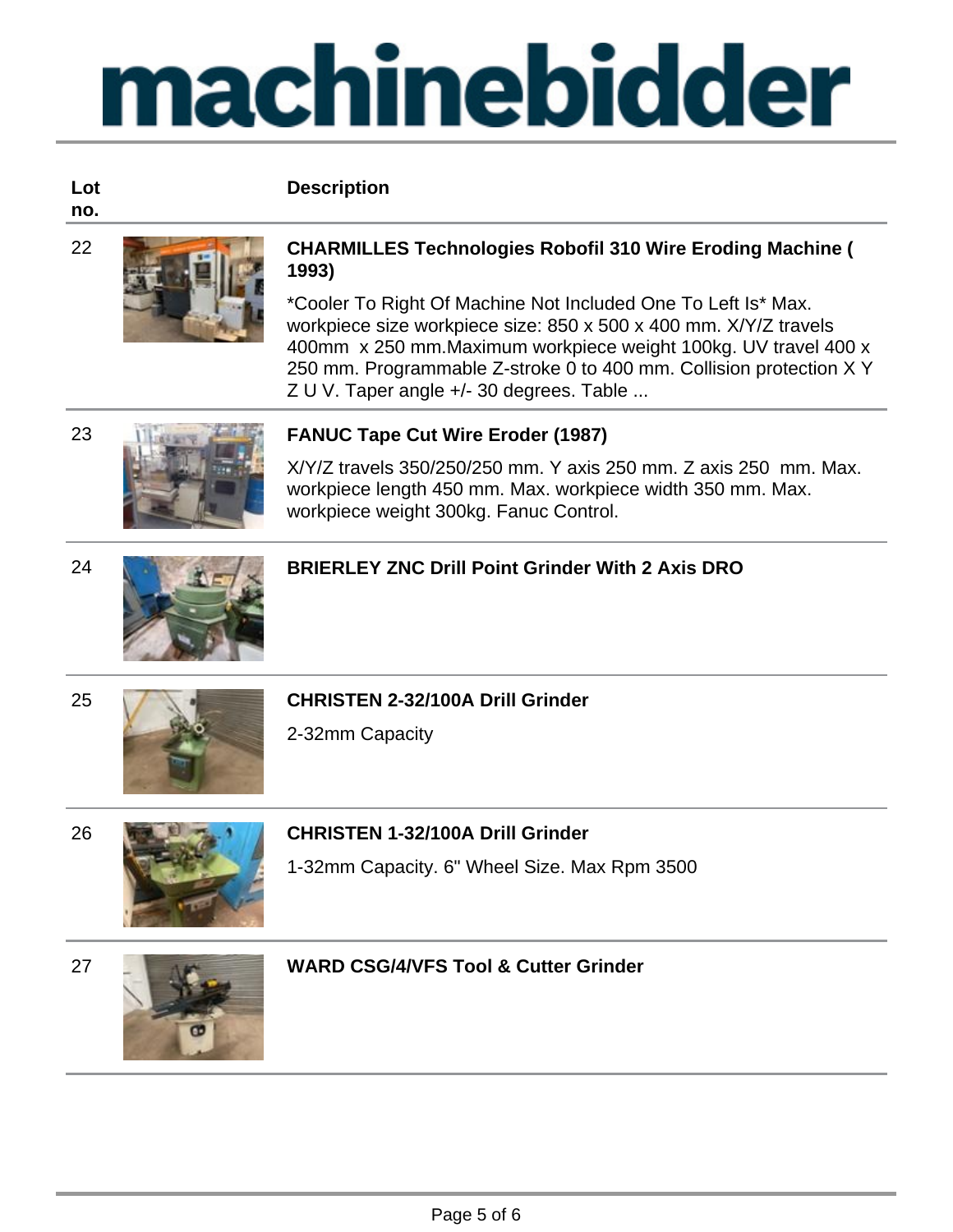# machinebidder

| Lot no. | Description |
| --- | --- |
| 22 | **CHARMILLES Technologies Robofil 310 Wire Eroding Machine ( 1993)**<br><br>*Cooler To Right Of Machine Not Included One To Left Is* Max. workpiece size workpiece size: 850 x 500 x 400 mm. X/Y/Z travels 400mm x 250 mm.Maximum workpiece weight 100kg. UV travel 400 x 250 mm. Programmable Z-stroke 0 to 400 mm. Collision protection X Y Z U V. Taper angle +/- 30 degrees. Table ... |
| 23 | **FANUC Tape Cut Wire Eroder (1987)**<br><br>X/Y/Z travels 350/250/250 mm. Y axis 250 mm. Z axis 250 mm. Max. workpiece length 450 mm. Max. workpiece width 350 mm. Max. workpiece weight 300kg. Fanuc Control. |
| 24 | **BRIERLEY ZNC Drill Point Grinder With 2 Axis DRO** |
| 25 | **CHRISTEN 2-32/100A Drill Grinder**<br><br>2-32mm Capacity |
| 26 | **CHRISTEN 1-32/100A Drill Grinder**<br><br>1-32mm Capacity. 6" Wheel Size. Max Rpm 3500 |
| 27 | **WARD CSG/4/VFS Tool & Cutter Grinder** |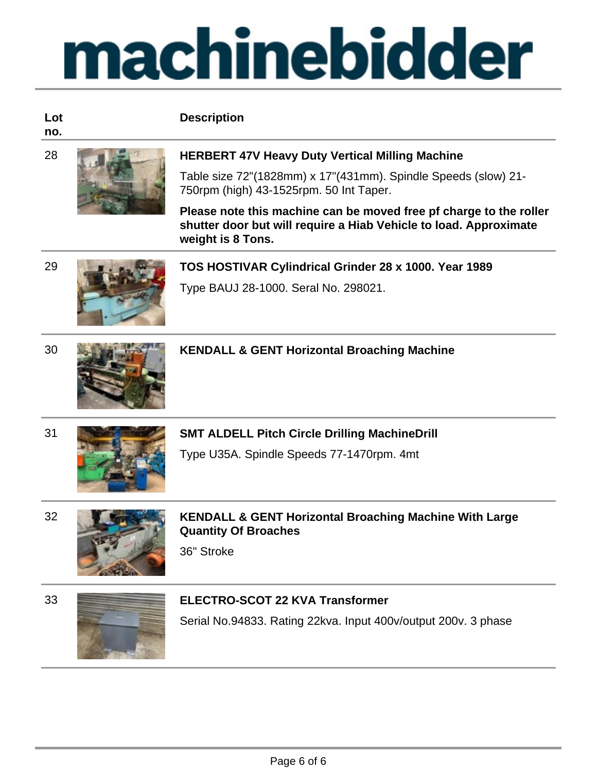# machinebidder

| Lot no. | Description |
| --- | --- |
| 28 | **HERBERT 47V Heavy Duty Vertical Milling Machine**<br>Table size 72"(1828mm) x 17"(431mm). Spindle Speeds (slow) 21-750rpm (high) 43-1525rpm. 50 Int Taper.<br>**Please note this machine can be moved free pf charge to the roller shutter door but will require a Hiab Vehicle to load. Approximate weight is 8 Tons.** |
| 29 | **TOS HOSTIVAR Cylindrical Grinder 28 x 1000. Year 1989**<br>Type BAUJ 28-1000. Seral No. 298021. |
| 30 | **KENDALL & GENT Horizontal Broaching Machine** |
| 31 | **SMT ALDELL Pitch Circle Drilling MachineDrill**<br>Type U35A. Spindle Speeds 77-1470rpm. 4mt |
| 32 | **KENDALL & GENT Horizontal Broaching Machine With Large Quantity Of Broaches**<br>36" Stroke |
| 33 | **ELECTRO-SCOT 22 KVA Transformer**<br>Serial No.94833. Rating 22kva. Input 400v/output 200v. 3 phase |